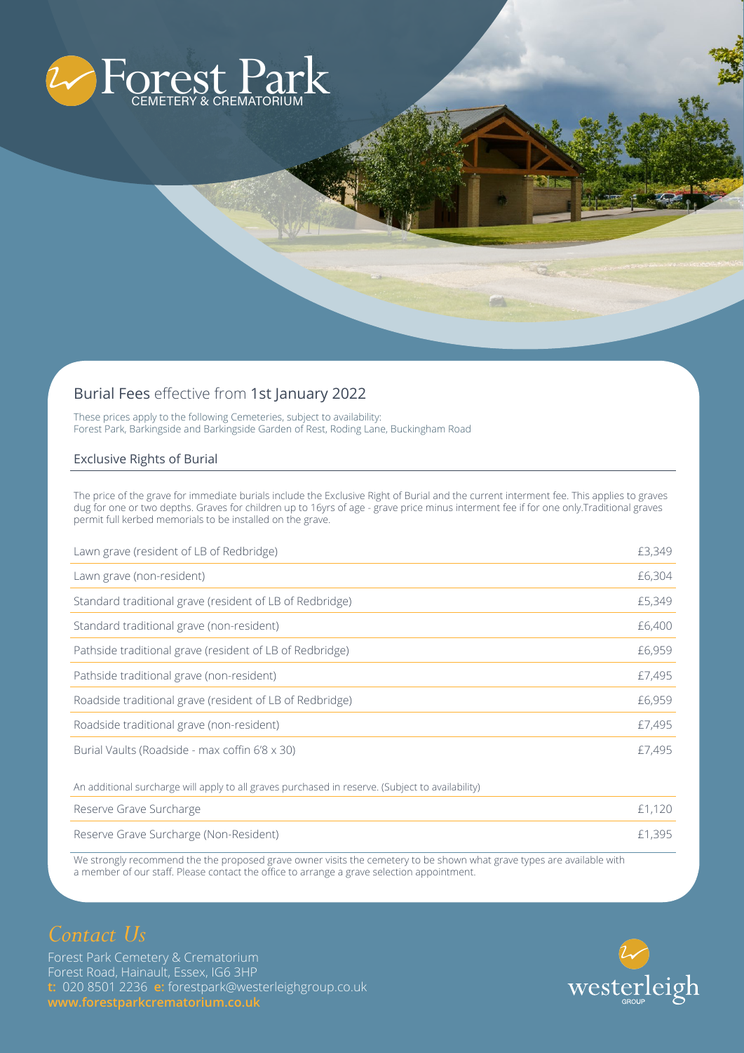# Forest Park

CEMETERY & CREMATORIUM

## Burial Fees effective from 1st January 2022

These prices apply to the following Cemeteries, subject to availability:
Forest Park, Barkingside and Barkingside Garden of Rest, Roding Lane, Buckingham Road

### Exclusive Rights of Burial

The price of the grave for immediate burials include the Exclusive Right of Burial and the current interment fee. This applies to graves dug for one or two depths. Graves for children up to 16yrs of age - grave price minus interment fee if for one only.Traditional graves permit full kerbed memorials to be installed on the grave.

| Item | Price |
|---|---|
| Lawn grave (resident of LB of Redbridge) | £3,349 |
| Lawn grave (non-resident) | £6,304 |
| Standard traditional grave (resident of LB of Redbridge) | £5,349 |
| Standard traditional grave (non-resident) | £6,400 |
| Pathside traditional grave (resident of LB of Redbridge) | £6,959 |
| Pathside traditional grave (non-resident) | £7,495 |
| Roadside traditional grave (resident of LB of Redbridge) | £6,959 |
| Roadside traditional grave (non-resident) | £7,495 |
| Burial Vaults (Roadside - max coffin 6'8 x 30) | £7,495 |

An additional surcharge will apply to all graves purchased in reserve. (Subject to availability)

| Item | Price |
|---|---|
| Reserve Grave Surcharge | £1,120 |
| Reserve Grave Surcharge (Non-Resident) | £1,395 |

We strongly recommend the the proposed grave owner visits the cemetery to be shown what grave types are available with a member of our staff. Please contact the office to arrange a grave selection appointment.

## *Contact Us*

Forest Park Cemetery & Crematorium
Forest Road, Hainault, Essex, IG6 3HP
**t:** 020 8501 2236 **e:** forestpark@westerleighgroup.co.uk
**www.forestparkcrematorium.co.uk**

westerleigh GROUP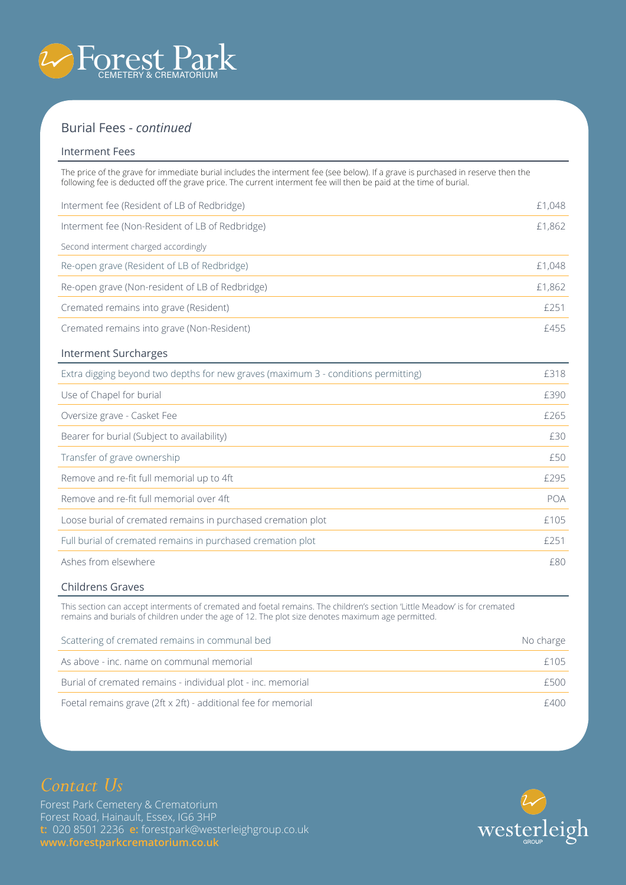Forest Park CEMETERY & CREMATORIUM

## Burial Fees - *continued*

### Interment Fees

The price of the grave for immediate burial includes the interment fee (see below). If a grave is purchased in reserve then the following fee is deducted off the grave price. The current interment fee will then be paid at the time of burial.

| | |
|---|---|
| Interment fee (Resident of LB of Redbridge) | £1,048 |
| Interment fee (Non-Resident of LB of Redbridge) | £1,862 |
| Second interment charged accordingly | |
| Re-open grave (Resident of LB of Redbridge) | £1,048 |
| Re-open grave (Non-resident of LB of Redbridge) | £1,862 |
| Cremated remains into grave (Resident) | £251 |
| Cremated remains into grave (Non-Resident) | £455 |

### Interment Surcharges

| | |
|---|---|
| Extra digging beyond two depths for new graves (maximum 3 - conditions permitting) | £318 |
| Use of Chapel for burial | £390 |
| Oversize grave - Casket Fee | £265 |
| Bearer for burial (Subject to availability) | £30 |
| Transfer of grave ownership | £50 |
| Remove and re-fit full memorial up to 4ft | £295 |
| Remove and re-fit full memorial over 4ft | POA |
| Loose burial of cremated remains in purchased cremation plot | £105 |
| Full burial of cremated remains in purchased cremation plot | £251 |
| Ashes from elsewhere | £80 |

### Childrens Graves

This section can accept interments of cremated and foetal remains. The children's section 'Little Meadow' is for cremated remains and burials of children under the age of 12. The plot size denotes maximum age permitted.

| | |
|---|---|
| Scattering of cremated remains in communal bed | No charge |
| As above - inc. name on communal memorial | £105 |
| Burial of cremated remains - individual plot - inc. memorial | £500 |
| Foetal remains grave (2ft x 2ft) - additional fee for memorial | £400 |

## *Contact Us*

Forest Park Cemetery & Crematorium
Forest Road, Hainault, Essex, IG6 3HP
**t:** 020 8501 2236 **e:** forestpark@westerleighgroup.co.uk
**www.forestparkcrematorium.co.uk**

westerleigh GROUP